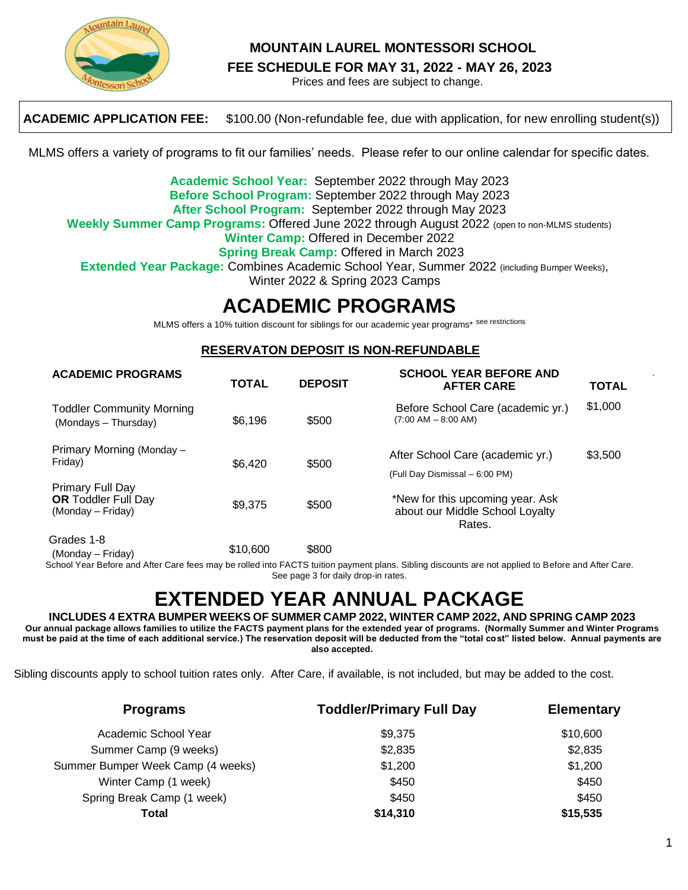# MOUNTAIN LAUREL MONTESSORI SCHOOL

## FEE SCHEDULE FOR MAY 31, 2022 - MAY 26, 2023

Prices and fees are subject to change.

**ACADEMIC APPLICATION FEE:** $100.00 (Non-refundable fee, due with application, for new enrolling student(s))

MLMS offers a variety of programs to fit our families' needs. Please refer to our online calendar for specific dates.

**Academic School Year:** September 2022 through May 2023
**Before School Program:** September 2022 through May 2023
**After School Program:** September 2022 through May 2023
**Weekly Summer Camp Programs:** Offered June 2022 through August 2022 (open to non-MLMS students)
**Winter Camp:** Offered in December 2022
**Spring Break Camp:** Offered in March 2023
**Extended Year Package:** Combines Academic School Year, Summer 2022 (including Bumper Weeks), Winter 2022 & Spring 2023 Camps

# ACADEMIC PROGRAMS

MLMS offers a 10% tuition discount for siblings for our academic year programs* see restrictions

**RESERVATON DEPOSIT IS NON-REFUNDABLE**

| ACADEMIC PROGRAMS | TOTAL | DEPOSIT |
|---|---|---|
| Toddler Community Morning (Mondays – Thursday) | $6,196 | $500 |
| Primary Morning (Monday – Friday) | $6,420 | $500 |
| Primary Full Day **OR** Toddler Full Day (Monday – Friday) | $9,375 | $500 |
| Grades 1-8 (Monday – Friday) | $10,600 | $800 |

| SCHOOL YEAR BEFORE AND AFTER CARE | TOTAL |
|---|---|
| Before School Care (academic yr.) (7:00 AM – 8:00 AM) | $1,000 |
| After School Care (academic yr.) (Full Day Dismissal – 6:00 PM) | $3,500 |

*New for this upcoming year. Ask about our Middle School Loyalty Rates.

School Year Before and After Care fees may be rolled into FACTS tuition payment plans. Sibling discounts are not applied to Before and After Care. See page 3 for daily drop-in rates.

# EXTENDED YEAR ANNUAL PACKAGE

**INCLUDES 4 EXTRA BUMPER WEEKS OF SUMMER CAMP 2022, WINTER CAMP 2022, AND SPRING CAMP 2023**

**Our annual package allows families to utilize the FACTS payment plans for the extended year of programs. (Normally Summer and Winter Programs must be paid at the time of each additional service.) The reservation deposit will be deducted from the "total cost" listed below. Annual payments are also accepted.**

Sibling discounts apply to school tuition rates only. After Care, if available, is not included, but may be added to the cost.

| Programs | Toddler/Primary Full Day | Elementary |
|---|---|---|
| Academic School Year | $9,375 | $10,600 |
| Summer Camp (9 weeks) | $2,835 | $2,835 |
| Summer Bumper Week Camp (4 weeks) | $1,200 | $1,200 |
| Winter Camp (1 week) | $450 | $450 |
| Spring Break Camp (1 week) | $450 | $450 |
| **Total** | **$14,310** | **$15,535** |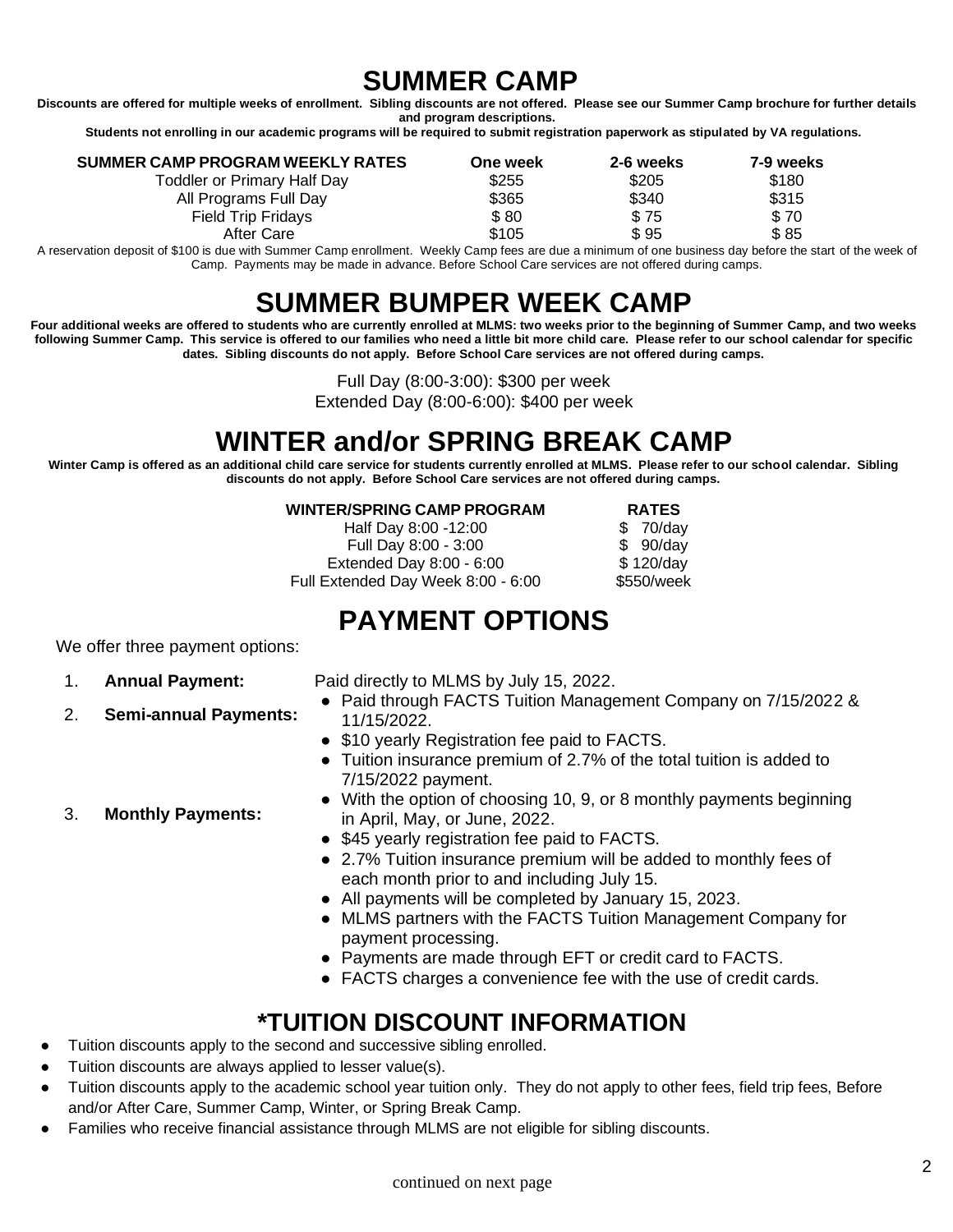# SUMMER CAMP

**Discounts are offered for multiple weeks of enrollment. Sibling discounts are not offered. Please see our Summer Camp brochure for further details and program descriptions.**

**Students not enrolling in our academic programs will be required to submit registration paperwork as stipulated by VA regulations.**

| SUMMER CAMP PROGRAM WEEKLY RATES | One week | 2-6 weeks | 7-9 weeks |
|---|---|---|---|
| Toddler or Primary Half Day | $255 | $205 | $180 |
| All Programs Full Day | $365 | $340 | $315 |
| Field Trip Fridays | $ 80 | $ 75 | $ 70 |
| After Care | $105 | $ 95 | $ 85 |

A reservation deposit of $100 is due with Summer Camp enrollment. Weekly Camp fees are due a minimum of one business day before the start of the week of Camp. Payments may be made in advance. Before School Care services are not offered during camps.

# SUMMER BUMPER WEEK CAMP

**Four additional weeks are offered to students who are currently enrolled at MLMS: two weeks prior to the beginning of Summer Camp, and two weeks following Summer Camp. This service is offered to our families who need a little bit more child care. Please refer to our school calendar for specific dates. Sibling discounts do not apply. Before School Care services are not offered during camps.**

Full Day (8:00-3:00): $300 per week
Extended Day (8:00-6:00): $400 per week

# WINTER and/or SPRING BREAK CAMP

**Winter Camp is offered as an additional child care service for students currently enrolled at MLMS. Please refer to our school calendar. Sibling discounts do not apply. Before School Care services are not offered during camps.**

| WINTER/SPRING CAMP PROGRAM | RATES |
|---|---|
| Half Day 8:00 -12:00 | $ 70/day |
| Full Day 8:00 - 3:00 | $ 90/day |
| Extended Day 8:00 - 6:00 | $ 120/day |
| Full Extended Day Week 8:00 - 6:00 | $550/week |

# PAYMENT OPTIONS

We offer three payment options:

1. **Annual Payment:** Paid directly to MLMS by July 15, 2022.
2. **Semi-annual Payments:**
   - Paid through FACTS Tuition Management Company on 7/15/2022 & 11/15/2022.
   - $10 yearly Registration fee paid to FACTS.
   - Tuition insurance premium of 2.7% of the total tuition is added to 7/15/2022 payment.
3. **Monthly Payments:**
   - With the option of choosing 10, 9, or 8 monthly payments beginning in April, May, or June, 2022.
   - $45 yearly registration fee paid to FACTS.
   - 2.7% Tuition insurance premium will be added to monthly fees of each month prior to and including July 15.
   - All payments will be completed by January 15, 2023.
   - MLMS partners with the FACTS Tuition Management Company for payment processing.
   - Payments are made through EFT or credit card to FACTS.
   - FACTS charges a convenience fee with the use of credit cards.

# *TUITION DISCOUNT INFORMATION

- Tuition discounts apply to the second and successive sibling enrolled.
- Tuition discounts are always applied to lesser value(s).
- Tuition discounts apply to the academic school year tuition only. They do not apply to other fees, field trip fees, Before and/or After Care, Summer Camp, Winter, or Spring Break Camp.
- Families who receive financial assistance through MLMS are not eligible for sibling discounts.

continued on next page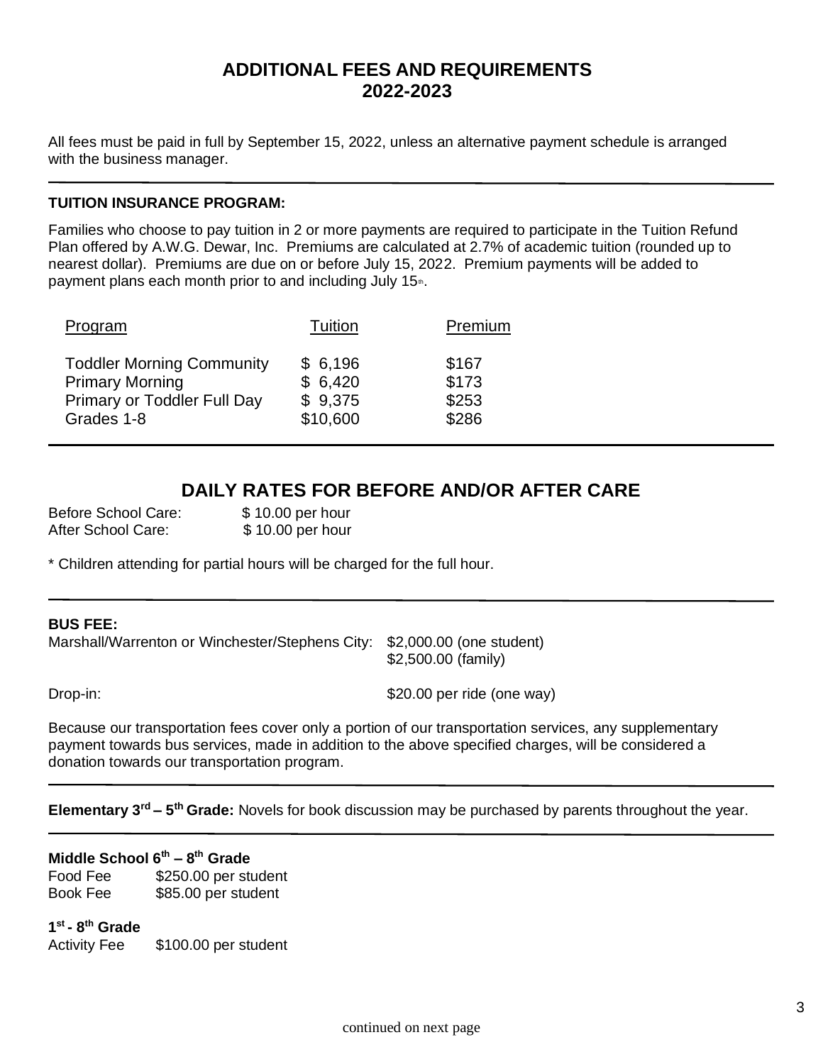# ADDITIONAL FEES AND REQUIREMENTS
# 2022-2023

All fees must be paid in full by September 15, 2022, unless an alternative payment schedule is arranged with the business manager.

---

**TUITION INSURANCE PROGRAM:**

Families who choose to pay tuition in 2 or more payments are required to participate in the Tuition Refund Plan offered by A.W.G. Dewar, Inc. Premiums are calculated at 2.7% of academic tuition (rounded up to nearest dollar). Premiums are due on or before July 15, 2022. Premium payments will be added to payment plans each month prior to and including July 15th.

| Program | Tuition | Premium |
|---|---|---|
| Toddler Morning Community | $ 6,196 | $167 |
| Primary Morning | $ 6,420 | $173 |
| Primary or Toddler Full Day | $ 9,375 | $253 |
| Grades 1-8 | $10,600 | $286 |

---

## DAILY RATES FOR BEFORE AND/OR AFTER CARE

Before School Care: $ 10.00 per hour
After School Care: $ 10.00 per hour

* Children attending for partial hours will be charged for the full hour.

---

**BUS FEE:**

Marshall/Warrenton or Winchester/Stephens City: $2,000.00 (one student)
$2,500.00 (family)

Drop-in: $20.00 per ride (one way)

Because our transportation fees cover only a portion of our transportation services, any supplementary payment towards bus services, made in addition to the above specified charges, will be considered a donation towards our transportation program.

---

**Elementary 3rd – 5th Grade:** Novels for book discussion may be purchased by parents throughout the year.

---

**Middle School 6th – 8th Grade**

Food Fee $250.00 per student
Book Fee $85.00 per student

**1st - 8th Grade**

Activity Fee $100.00 per student

continued on next page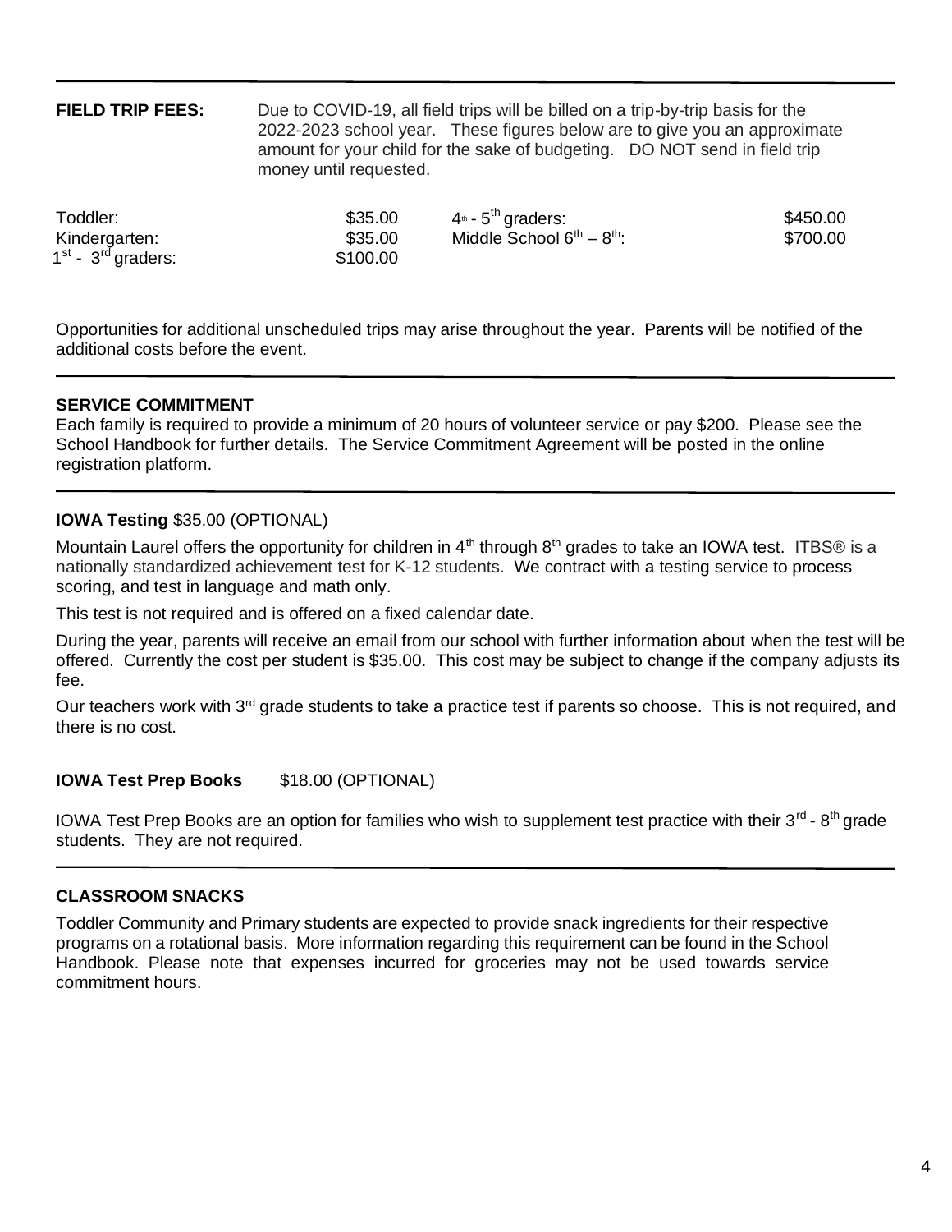**FIELD TRIP FEES:** Due to COVID-19, all field trips will be billed on a trip-by-trip basis for the 2022-2023 school year. These figures below are to give you an approximate amount for your child for the sake of budgeting. DO NOT send in field trip money until requested.

| | | | |
|---|---|---|---|
| Toddler: | $35.00 | 4th - 5th graders: | $450.00 |
| Kindergarten: | $35.00 | Middle School 6th – 8th: | $700.00 |
| 1st - 3rd graders: | $100.00 | | |

Opportunities for additional unscheduled trips may arise throughout the year. Parents will be notified of the additional costs before the event.

**SERVICE COMMITMENT**

Each family is required to provide a minimum of 20 hours of volunteer service or pay $200. Please see the School Handbook for further details. The Service Commitment Agreement will be posted in the online registration platform.

**IOWA Testing** $35.00 (OPTIONAL)

Mountain Laurel offers the opportunity for children in 4th through 8th grades to take an IOWA test. ITBS® is a nationally standardized achievement test for K-12 students. We contract with a testing service to process scoring, and test in language and math only.

This test is not required and is offered on a fixed calendar date.

During the year, parents will receive an email from our school with further information about when the test will be offered. Currently the cost per student is $35.00. This cost may be subject to change if the company adjusts its fee.

Our teachers work with 3rd grade students to take a practice test if parents so choose. This is not required, and there is no cost.

**IOWA Test Prep Books** $18.00 (OPTIONAL)

IOWA Test Prep Books are an option for families who wish to supplement test practice with their 3rd - 8th grade students. They are not required.

**CLASSROOM SNACKS**

Toddler Community and Primary students are expected to provide snack ingredients for their respective programs on a rotational basis. More information regarding this requirement can be found in the School Handbook. Please note that expenses incurred for groceries may not be used towards service commitment hours.